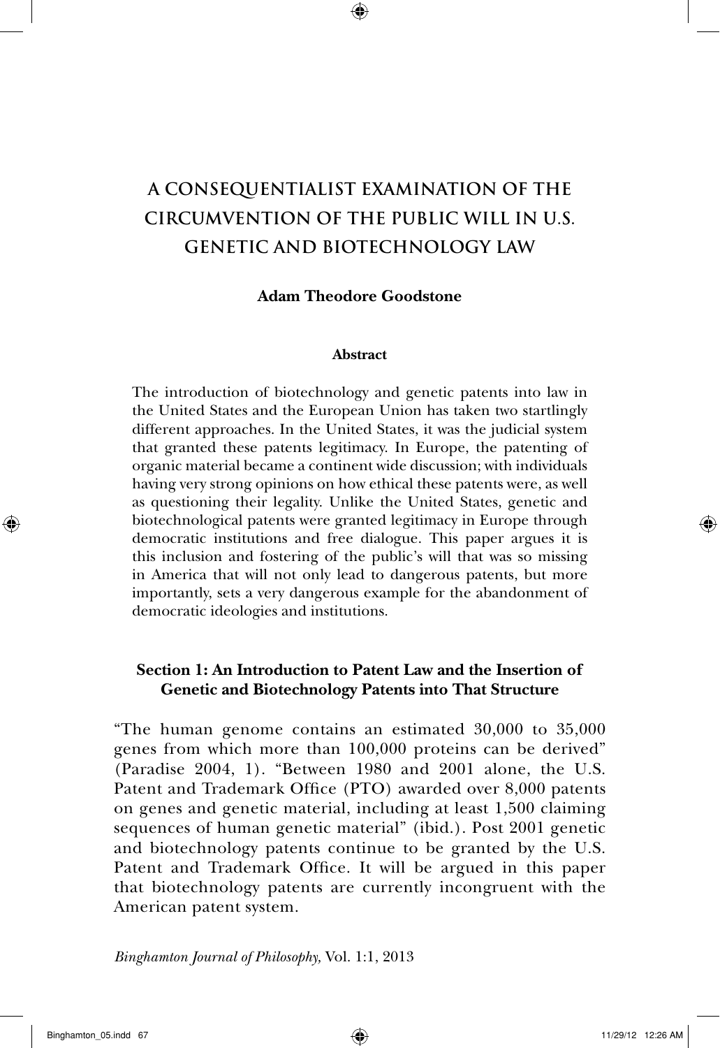# A CONSEQUENTIALIST EXAMINATION OF THE CIRCUMVENTION OF THE PUBLIC WILL IN U.S. GENETIC AND BIOTECHNOLOGY LAW

**Adam Theodore Goodstone**

**Abstract**

The introduction of biotechnology and genetic patents into law in the United States and the European Union has taken two startlingly different approaches. In the United States, it was the judicial system that granted these patents legitimacy. In Europe, the patenting of organic material became a continent wide discussion; with individuals having very strong opinions on how ethical these patents were, as well as questioning their legality. Unlike the United States, genetic and biotechnological patents were granted legitimacy in Europe through democratic institutions and free dialogue. This paper argues it is this inclusion and fostering of the public's will that was so missing in America that will not only lead to dangerous patents, but more importantly, sets a very dangerous example for the abandonment of democratic ideologies and institutions.

## Section 1: An Introduction to Patent Law and the Insertion of Genetic and Biotechnology Patents into That Structure

"The human genome contains an estimated 30,000 to 35,000 genes from which more than 100,000 proteins can be derived" (Paradise 2004, 1). "Between 1980 and 2001 alone, the U.S. Patent and Trademark Office (PTO) awarded over 8,000 patents on genes and genetic material, including at least 1,500 claiming sequences of human genetic material" (ibid.). Post 2001 genetic and biotechnology patents continue to be granted by the U.S. Patent and Trademark Office. It will be argued in this paper that biotechnology patents are currently incongruent with the American patent system.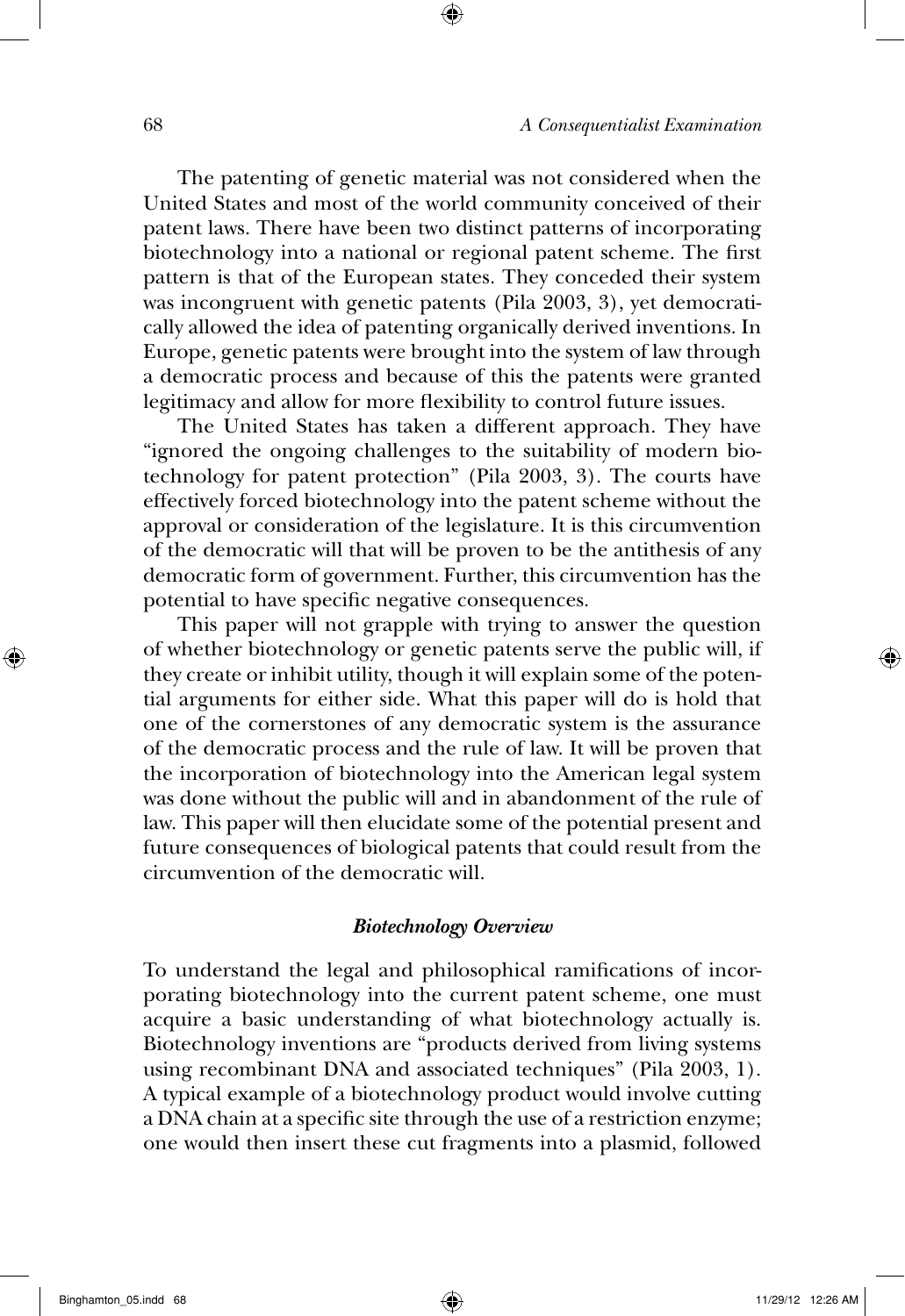The patenting of genetic material was not considered when the United States and most of the world community conceived of their patent laws. There have been two distinct patterns of incorporating biotechnology into a national or regional patent scheme. The first pattern is that of the European states. They conceded their system was incongruent with genetic patents (Pila 2003, 3), yet democratically allowed the idea of patenting organically derived inventions. In Europe, genetic patents were brought into the system of law through a democratic process and because of this the patents were granted legitimacy and allow for more flexibility to control future issues.

The United States has taken a different approach. They have "ignored the ongoing challenges to the suitability of modern biotechnology for patent protection" (Pila 2003, 3). The courts have effectively forced biotechnology into the patent scheme without the approval or consideration of the legislature. It is this circumvention of the democratic will that will be proven to be the antithesis of any democratic form of government. Further, this circumvention has the potential to have specific negative consequences.

This paper will not grapple with trying to answer the question of whether biotechnology or genetic patents serve the public will, if they create or inhibit utility, though it will explain some of the potential arguments for either side. What this paper will do is hold that one of the cornerstones of any democratic system is the assurance of the democratic process and the rule of law. It will be proven that the incorporation of biotechnology into the American legal system was done without the public will and in abandonment of the rule of law. This paper will then elucidate some of the potential present and future consequences of biological patents that could result from the circumvention of the democratic will.

### *Biotechnology Overview*

To understand the legal and philosophical ramifications of incorporating biotechnology into the current patent scheme, one must acquire a basic understanding of what biotechnology actually is. Biotechnology inventions are "products derived from living systems using recombinant DNA and associated techniques" (Pila 2003, 1). A typical example of a biotechnology product would involve cutting a DNA chain at a specific site through the use of a restriction enzyme; one would then insert these cut fragments into a plasmid, followed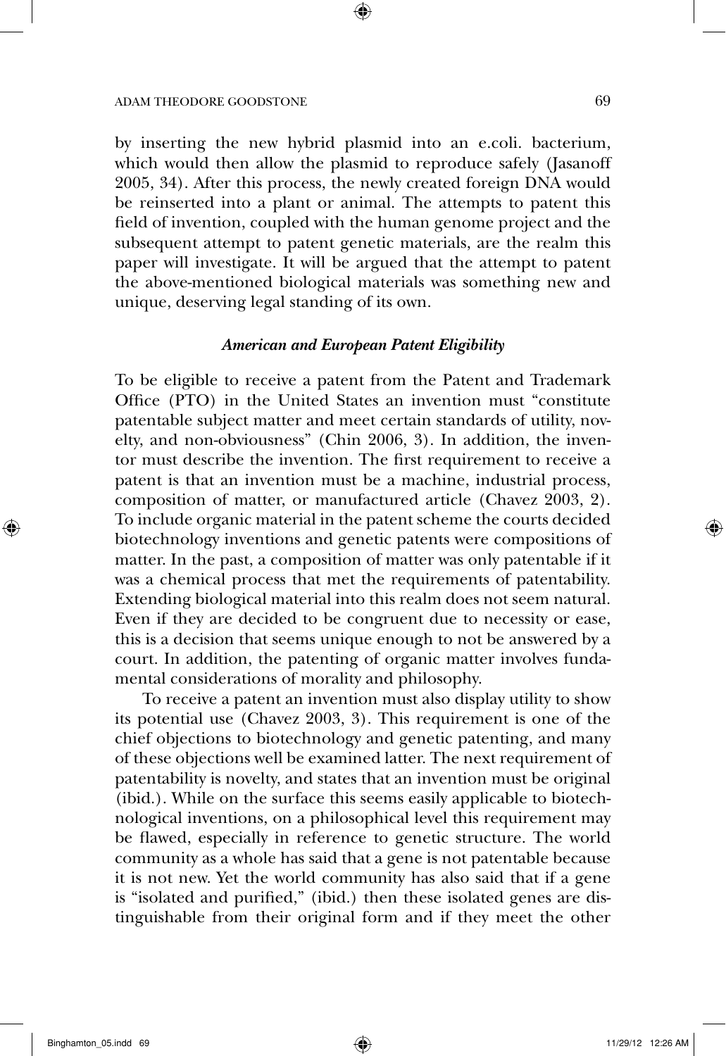by inserting the new hybrid plasmid into an e.coli. bacterium, which would then allow the plasmid to reproduce safely (Jasanoff 2005, 34). After this process, the newly created foreign DNA would be reinserted into a plant or animal. The attempts to patent this field of invention, coupled with the human genome project and the subsequent attempt to patent genetic materials, are the realm this paper will investigate. It will be argued that the attempt to patent the above-mentioned biological materials was something new and unique, deserving legal standing of its own.

### *American and European Patent Eligibility*

To be eligible to receive a patent from the Patent and Trademark Office (PTO) in the United States an invention must "constitute patentable subject matter and meet certain standards of utility, novelty, and non-obviousness" (Chin 2006, 3). In addition, the inventor must describe the invention. The first requirement to receive a patent is that an invention must be a machine, industrial process, composition of matter, or manufactured article (Chavez 2003, 2). To include organic material in the patent scheme the courts decided biotechnology inventions and genetic patents were compositions of matter. In the past, a composition of matter was only patentable if it was a chemical process that met the requirements of patentability. Extending biological material into this realm does not seem natural. Even if they are decided to be congruent due to necessity or ease, this is a decision that seems unique enough to not be answered by a court. In addition, the patenting of organic matter involves fundamental considerations of morality and philosophy.

To receive a patent an invention must also display utility to show its potential use (Chavez 2003, 3). This requirement is one of the chief objections to biotechnology and genetic patenting, and many of these objections well be examined latter. The next requirement of patentability is novelty, and states that an invention must be original (ibid.). While on the surface this seems easily applicable to biotechnological inventions, on a philosophical level this requirement may be flawed, especially in reference to genetic structure. The world community as a whole has said that a gene is not patentable because it is not new. Yet the world community has also said that if a gene is "isolated and purified," (ibid.) then these isolated genes are distinguishable from their original form and if they meet the other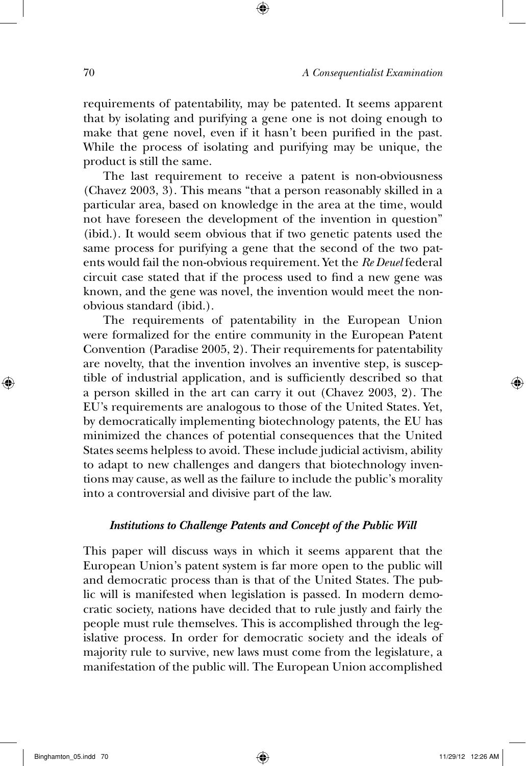requirements of patentability, may be patented. It seems apparent that by isolating and purifying a gene one is not doing enough to make that gene novel, even if it hasn't been purified in the past. While the process of isolating and purifying may be unique, the product is still the same.

The last requirement to receive a patent is non-obviousness (Chavez 2003, 3). This means "that a person reasonably skilled in a particular area, based on knowledge in the area at the time, would not have foreseen the development of the invention in question" (ibid.). It would seem obvious that if two genetic patents used the same process for purifying a gene that the second of the two patents would fail the non-obvious requirement. Yet the *Re Deuel* federal circuit case stated that if the process used to find a new gene was known, and the gene was novel, the invention would meet the non-obvious standard (ibid.).

The requirements of patentability in the European Union were formalized for the entire community in the European Patent Convention (Paradise 2005, 2). Their requirements for patentability are novelty, that the invention involves an inventive step, is susceptible of industrial application, and is sufficiently described so that a person skilled in the art can carry it out (Chavez 2003, 2). The EU's requirements are analogous to those of the United States. Yet, by democratically implementing biotechnology patents, the EU has minimized the chances of potential consequences that the United States seems helpless to avoid. These include judicial activism, ability to adapt to new challenges and dangers that biotechnology inventions may cause, as well as the failure to include the public's morality into a controversial and divisive part of the law.

### *Institutions to Challenge Patents and Concept of the Public Will*

This paper will discuss ways in which it seems apparent that the European Union's patent system is far more open to the public will and democratic process than is that of the United States. The public will is manifested when legislation is passed. In modern democratic society, nations have decided that to rule justly and fairly the people must rule themselves. This is accomplished through the legislative process. In order for democratic society and the ideals of majority rule to survive, new laws must come from the legislature, a manifestation of the public will. The European Union accomplished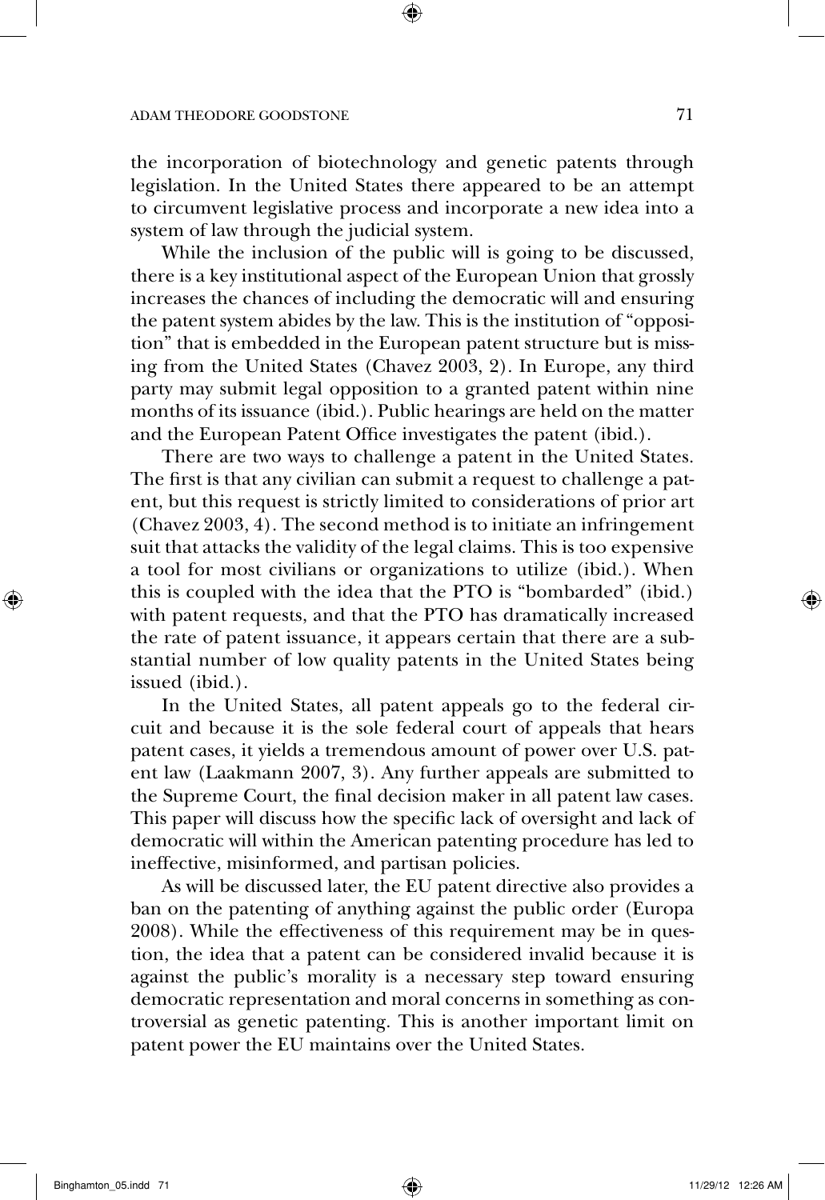the incorporation of biotechnology and genetic patents through legislation. In the United States there appeared to be an attempt to circumvent legislative process and incorporate a new idea into a system of law through the judicial system.

While the inclusion of the public will is going to be discussed, there is a key institutional aspect of the European Union that grossly increases the chances of including the democratic will and ensuring the patent system abides by the law. This is the institution of "opposition" that is embedded in the European patent structure but is missing from the United States (Chavez 2003, 2). In Europe, any third party may submit legal opposition to a granted patent within nine months of its issuance (ibid.). Public hearings are held on the matter and the European Patent Office investigates the patent (ibid.).

There are two ways to challenge a patent in the United States. The first is that any civilian can submit a request to challenge a patent, but this request is strictly limited to considerations of prior art (Chavez 2003, 4). The second method is to initiate an infringement suit that attacks the validity of the legal claims. This is too expensive a tool for most civilians or organizations to utilize (ibid.). When this is coupled with the idea that the PTO is "bombarded" (ibid.) with patent requests, and that the PTO has dramatically increased the rate of patent issuance, it appears certain that there are a substantial number of low quality patents in the United States being issued (ibid.).

In the United States, all patent appeals go to the federal circuit and because it is the sole federal court of appeals that hears patent cases, it yields a tremendous amount of power over U.S. patent law (Laakmann 2007, 3). Any further appeals are submitted to the Supreme Court, the final decision maker in all patent law cases. This paper will discuss how the specific lack of oversight and lack of democratic will within the American patenting procedure has led to ineffective, misinformed, and partisan policies.

As will be discussed later, the EU patent directive also provides a ban on the patenting of anything against the public order (Europa 2008). While the effectiveness of this requirement may be in question, the idea that a patent can be considered invalid because it is against the public's morality is a necessary step toward ensuring democratic representation and moral concerns in something as controversial as genetic patenting. This is another important limit on patent power the EU maintains over the United States.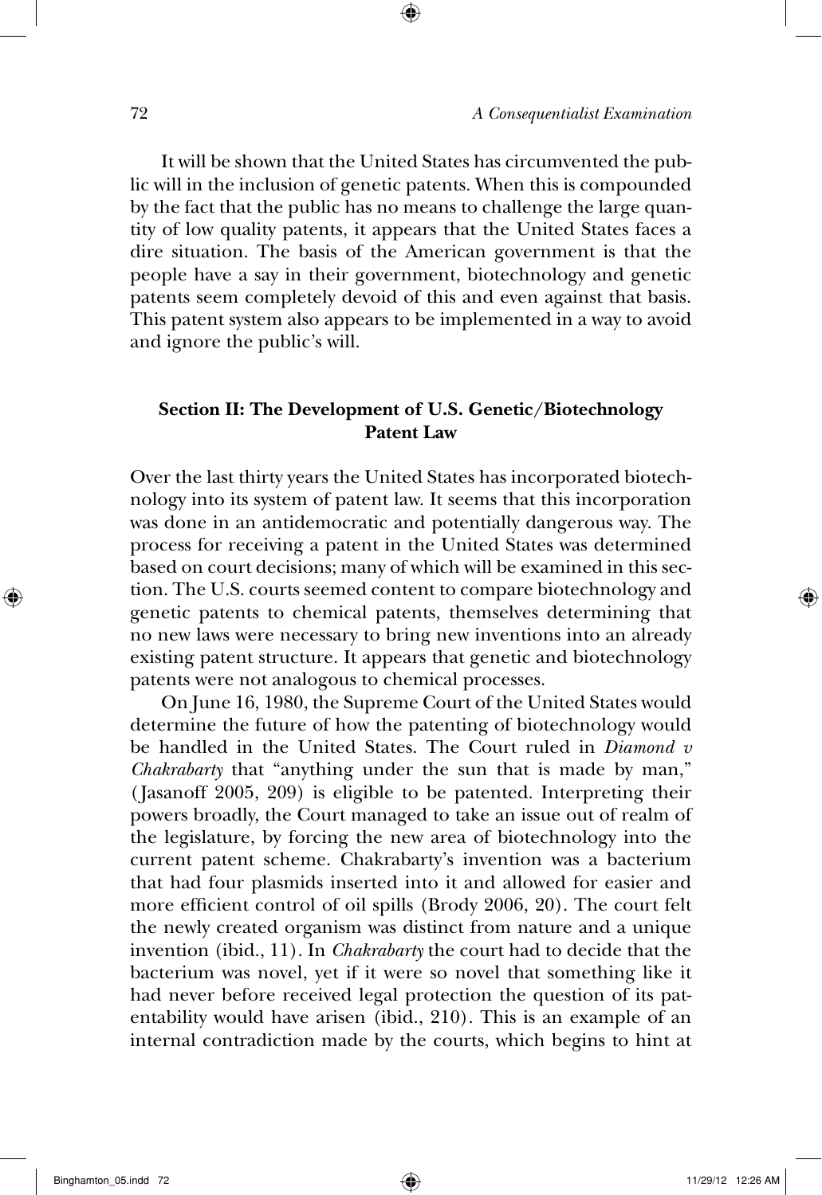It will be shown that the United States has circumvented the public will in the inclusion of genetic patents. When this is compounded by the fact that the public has no means to challenge the large quantity of low quality patents, it appears that the United States faces a dire situation. The basis of the American government is that the people have a say in their government, biotechnology and genetic patents seem completely devoid of this and even against that basis. This patent system also appears to be implemented in a way to avoid and ignore the public's will.

## Section II: The Development of U.S. Genetic/Biotechnology Patent Law

Over the last thirty years the United States has incorporated biotechnology into its system of patent law. It seems that this incorporation was done in an antidemocratic and potentially dangerous way. The process for receiving a patent in the United States was determined based on court decisions; many of which will be examined in this section. The U.S. courts seemed content to compare biotechnology and genetic patents to chemical patents, themselves determining that no new laws were necessary to bring new inventions into an already existing patent structure. It appears that genetic and biotechnology patents were not analogous to chemical processes.

On June 16, 1980, the Supreme Court of the United States would determine the future of how the patenting of biotechnology would be handled in the United States. The Court ruled in *Diamond v Chakrabarty* that "anything under the sun that is made by man," (Jasanoff 2005, 209) is eligible to be patented. Interpreting their powers broadly, the Court managed to take an issue out of realm of the legislature, by forcing the new area of biotechnology into the current patent scheme. Chakrabarty's invention was a bacterium that had four plasmids inserted into it and allowed for easier and more efficient control of oil spills (Brody 2006, 20). The court felt the newly created organism was distinct from nature and a unique invention (ibid., 11). In *Chakrabarty* the court had to decide that the bacterium was novel, yet if it were so novel that something like it had never before received legal protection the question of its patentability would have arisen (ibid., 210). This is an example of an internal contradiction made by the courts, which begins to hint at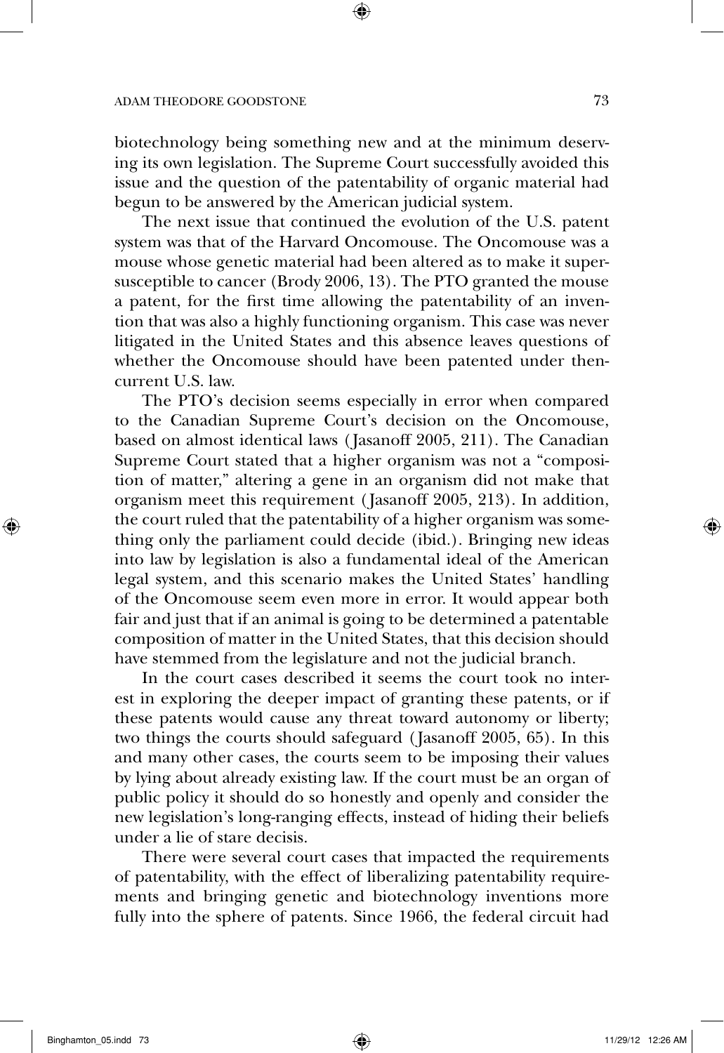biotechnology being something new and at the minimum deserving its own legislation. The Supreme Court successfully avoided this issue and the question of the patentability of organic material had begun to be answered by the American judicial system.

The next issue that continued the evolution of the U.S. patent system was that of the Harvard Oncomouse. The Oncomouse was a mouse whose genetic material had been altered as to make it super-susceptible to cancer (Brody 2006, 13). The PTO granted the mouse a patent, for the first time allowing the patentability of an invention that was also a highly functioning organism. This case was never litigated in the United States and this absence leaves questions of whether the Oncomouse should have been patented under then-current U.S. law.

The PTO's decision seems especially in error when compared to the Canadian Supreme Court's decision on the Oncomouse, based on almost identical laws (Jasanoff 2005, 211). The Canadian Supreme Court stated that a higher organism was not a "composition of matter," altering a gene in an organism did not make that organism meet this requirement (Jasanoff 2005, 213). In addition, the court ruled that the patentability of a higher organism was something only the parliament could decide (ibid.). Bringing new ideas into law by legislation is also a fundamental ideal of the American legal system, and this scenario makes the United States' handling of the Oncomouse seem even more in error. It would appear both fair and just that if an animal is going to be determined a patentable composition of matter in the United States, that this decision should have stemmed from the legislature and not the judicial branch.

In the court cases described it seems the court took no interest in exploring the deeper impact of granting these patents, or if these patents would cause any threat toward autonomy or liberty; two things the courts should safeguard (Jasanoff 2005, 65). In this and many other cases, the courts seem to be imposing their values by lying about already existing law. If the court must be an organ of public policy it should do so honestly and openly and consider the new legislation's long-ranging effects, instead of hiding their beliefs under a lie of stare decisis.

There were several court cases that impacted the requirements of patentability, with the effect of liberalizing patentability requirements and bringing genetic and biotechnology inventions more fully into the sphere of patents. Since 1966, the federal circuit had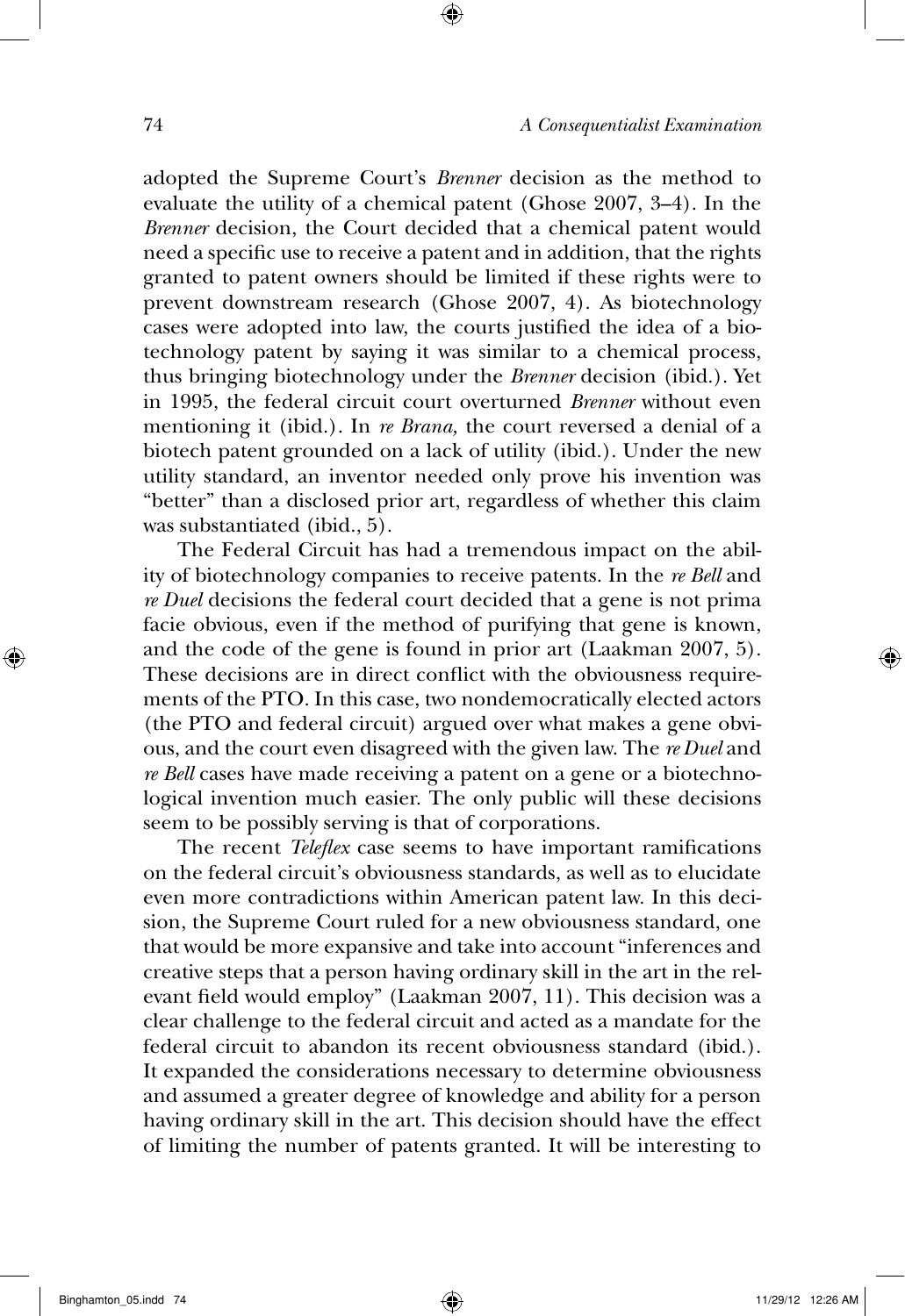adopted the Supreme Court's *Brenner* decision as the method to evaluate the utility of a chemical patent (Ghose 2007, 3–4). In the *Brenner* decision, the Court decided that a chemical patent would need a specific use to receive a patent and in addition, that the rights granted to patent owners should be limited if these rights were to prevent downstream research (Ghose 2007, 4). As biotechnology cases were adopted into law, the courts justified the idea of a biotechnology patent by saying it was similar to a chemical process, thus bringing biotechnology under the *Brenner* decision (ibid.). Yet in 1995, the federal circuit court overturned *Brenner* without even mentioning it (ibid.). In *re Brana,* the court reversed a denial of a biotech patent grounded on a lack of utility (ibid.). Under the new utility standard, an inventor needed only prove his invention was "better" than a disclosed prior art, regardless of whether this claim was substantiated (ibid., 5).

The Federal Circuit has had a tremendous impact on the ability of biotechnology companies to receive patents. In the *re Bell* and *re Duel* decisions the federal court decided that a gene is not prima facie obvious, even if the method of purifying that gene is known, and the code of the gene is found in prior art (Laakman 2007, 5). These decisions are in direct conflict with the obviousness requirements of the PTO. In this case, two nondemocratically elected actors (the PTO and federal circuit) argued over what makes a gene obvious, and the court even disagreed with the given law. The *re Duel* and *re Bell* cases have made receiving a patent on a gene or a biotechnological invention much easier. The only public will these decisions seem to be possibly serving is that of corporations.

The recent *Teleflex* case seems to have important ramifications on the federal circuit's obviousness standards, as well as to elucidate even more contradictions within American patent law. In this decision, the Supreme Court ruled for a new obviousness standard, one that would be more expansive and take into account "inferences and creative steps that a person having ordinary skill in the art in the relevant field would employ" (Laakman 2007, 11). This decision was a clear challenge to the federal circuit and acted as a mandate for the federal circuit to abandon its recent obviousness standard (ibid.). It expanded the considerations necessary to determine obviousness and assumed a greater degree of knowledge and ability for a person having ordinary skill in the art. This decision should have the effect of limiting the number of patents granted. It will be interesting to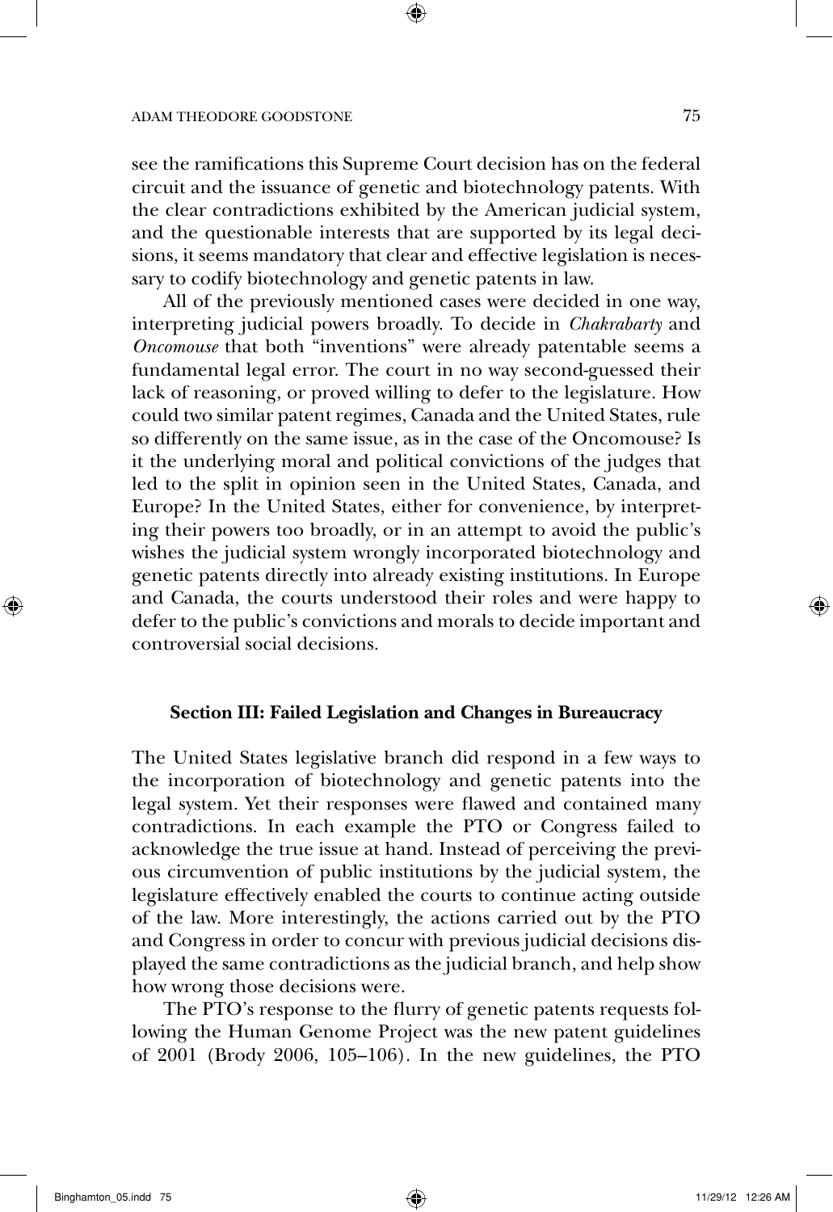see the ramifications this Supreme Court decision has on the federal circuit and the issuance of genetic and biotechnology patents. With the clear contradictions exhibited by the American judicial system, and the questionable interests that are supported by its legal decisions, it seems mandatory that clear and effective legislation is necessary to codify biotechnology and genetic patents in law.

All of the previously mentioned cases were decided in one way, interpreting judicial powers broadly. To decide in *Chakrabarty* and *Oncomouse* that both "inventions" were already patentable seems a fundamental legal error. The court in no way second-guessed their lack of reasoning, or proved willing to defer to the legislature. How could two similar patent regimes, Canada and the United States, rule so differently on the same issue, as in the case of the Oncomouse? Is it the underlying moral and political convictions of the judges that led to the split in opinion seen in the United States, Canada, and Europe? In the United States, either for convenience, by interpreting their powers too broadly, or in an attempt to avoid the public's wishes the judicial system wrongly incorporated biotechnology and genetic patents directly into already existing institutions. In Europe and Canada, the courts understood their roles and were happy to defer to the public's convictions and morals to decide important and controversial social decisions.

## Section III: Failed Legislation and Changes in Bureaucracy

The United States legislative branch did respond in a few ways to the incorporation of biotechnology and genetic patents into the legal system. Yet their responses were flawed and contained many contradictions. In each example the PTO or Congress failed to acknowledge the true issue at hand. Instead of perceiving the previous circumvention of public institutions by the judicial system, the legislature effectively enabled the courts to continue acting outside of the law. More interestingly, the actions carried out by the PTO and Congress in order to concur with previous judicial decisions displayed the same contradictions as the judicial branch, and help show how wrong those decisions were.

The PTO's response to the flurry of genetic patents requests following the Human Genome Project was the new patent guidelines of 2001 (Brody 2006, 105–106). In the new guidelines, the PTO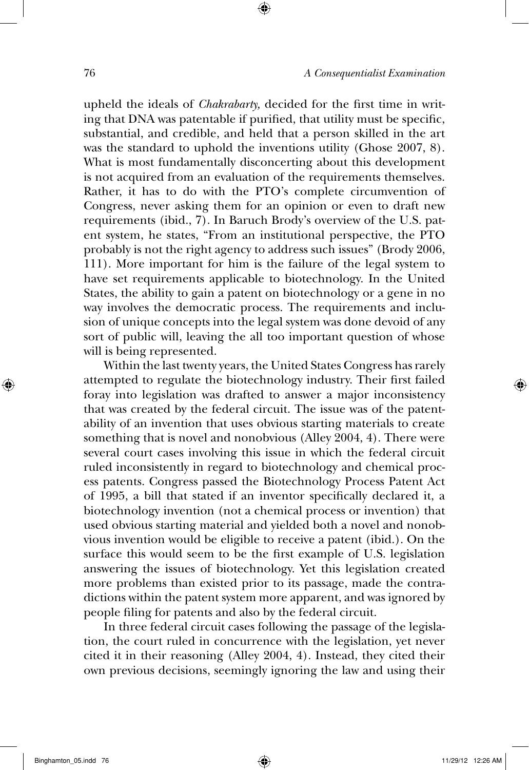upheld the ideals of *Chakrabarty,* decided for the first time in writing that DNA was patentable if purified, that utility must be specific, substantial, and credible, and held that a person skilled in the art was the standard to uphold the inventions utility (Ghose 2007, 8). What is most fundamentally disconcerting about this development is not acquired from an evaluation of the requirements themselves. Rather, it has to do with the PTO's complete circumvention of Congress, never asking them for an opinion or even to draft new requirements (ibid., 7). In Baruch Brody's overview of the U.S. patent system, he states, "From an institutional perspective, the PTO probably is not the right agency to address such issues" (Brody 2006, 111). More important for him is the failure of the legal system to have set requirements applicable to biotechnology. In the United States, the ability to gain a patent on biotechnology or a gene in no way involves the democratic process. The requirements and inclusion of unique concepts into the legal system was done devoid of any sort of public will, leaving the all too important question of whose will is being represented.

Within the last twenty years, the United States Congress has rarely attempted to regulate the biotechnology industry. Their first failed foray into legislation was drafted to answer a major inconsistency that was created by the federal circuit. The issue was of the patentability of an invention that uses obvious starting materials to create something that is novel and nonobvious (Alley 2004, 4). There were several court cases involving this issue in which the federal circuit ruled inconsistently in regard to biotechnology and chemical process patents. Congress passed the Biotechnology Process Patent Act of 1995, a bill that stated if an inventor specifically declared it, a biotechnology invention (not a chemical process or invention) that used obvious starting material and yielded both a novel and nonobvious invention would be eligible to receive a patent (ibid.). On the surface this would seem to be the first example of U.S. legislation answering the issues of biotechnology. Yet this legislation created more problems than existed prior to its passage, made the contradictions within the patent system more apparent, and was ignored by people filing for patents and also by the federal circuit.

In three federal circuit cases following the passage of the legislation, the court ruled in concurrence with the legislation, yet never cited it in their reasoning (Alley 2004, 4). Instead, they cited their own previous decisions, seemingly ignoring the law and using their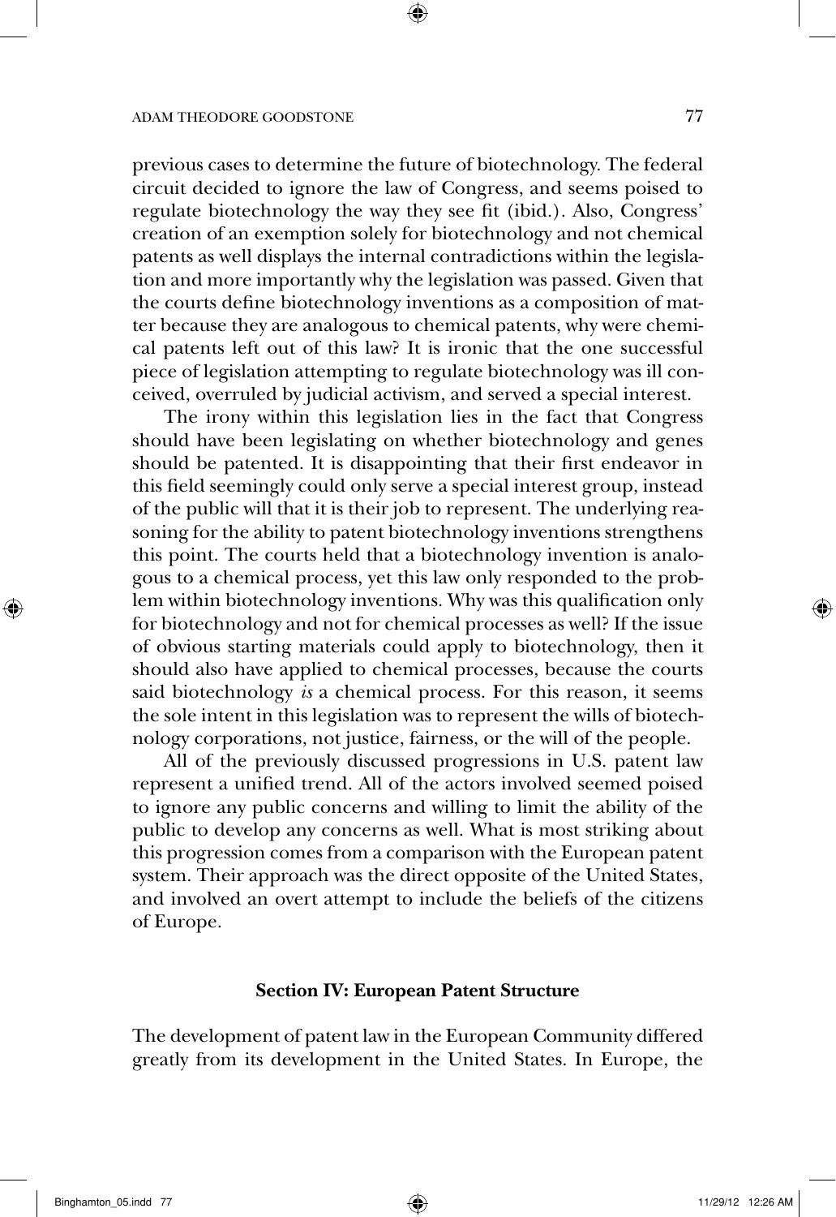previous cases to determine the future of biotechnology. The federal circuit decided to ignore the law of Congress, and seems poised to regulate biotechnology the way they see fit (ibid.). Also, Congress' creation of an exemption solely for biotechnology and not chemical patents as well displays the internal contradictions within the legislation and more importantly why the legislation was passed. Given that the courts define biotechnology inventions as a composition of matter because they are analogous to chemical patents, why were chemical patents left out of this law? It is ironic that the one successful piece of legislation attempting to regulate biotechnology was ill conceived, overruled by judicial activism, and served a special interest.

The irony within this legislation lies in the fact that Congress should have been legislating on whether biotechnology and genes should be patented. It is disappointing that their first endeavor in this field seemingly could only serve a special interest group, instead of the public will that it is their job to represent. The underlying reasoning for the ability to patent biotechnology inventions strengthens this point. The courts held that a biotechnology invention is analogous to a chemical process, yet this law only responded to the problem within biotechnology inventions. Why was this qualification only for biotechnology and not for chemical processes as well? If the issue of obvious starting materials could apply to biotechnology, then it should also have applied to chemical processes, because the courts said biotechnology *is* a chemical process. For this reason, it seems the sole intent in this legislation was to represent the wills of biotechnology corporations, not justice, fairness, or the will of the people.

All of the previously discussed progressions in U.S. patent law represent a unified trend. All of the actors involved seemed poised to ignore any public concerns and willing to limit the ability of the public to develop any concerns as well. What is most striking about this progression comes from a comparison with the European patent system. Their approach was the direct opposite of the United States, and involved an overt attempt to include the beliefs of the citizens of Europe.

## Section IV: European Patent Structure

The development of patent law in the European Community differed greatly from its development in the United States. In Europe, the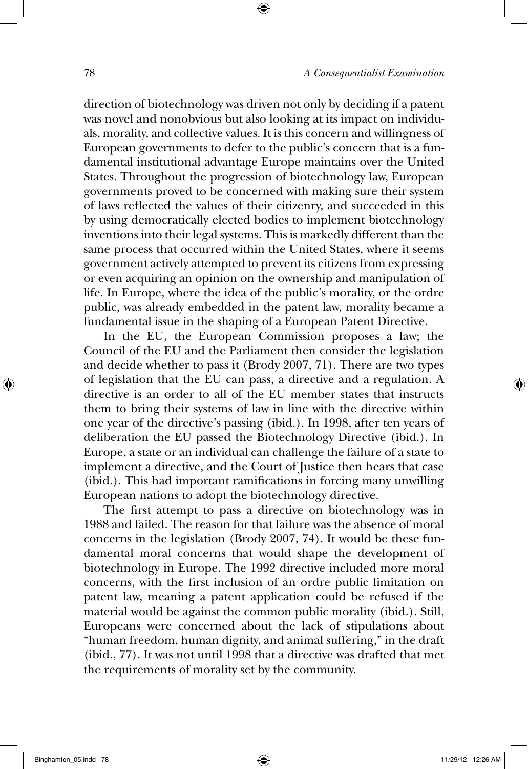direction of biotechnology was driven not only by deciding if a patent was novel and nonobvious but also looking at its impact on individuals, morality, and collective values. It is this concern and willingness of European governments to defer to the public's concern that is a fundamental institutional advantage Europe maintains over the United States. Throughout the progression of biotechnology law, European governments proved to be concerned with making sure their system of laws reflected the values of their citizenry, and succeeded in this by using democratically elected bodies to implement biotechnology inventions into their legal systems. This is markedly different than the same process that occurred within the United States, where it seems government actively attempted to prevent its citizens from expressing or even acquiring an opinion on the ownership and manipulation of life. In Europe, where the idea of the public's morality, or the ordre public, was already embedded in the patent law, morality became a fundamental issue in the shaping of a European Patent Directive.

In the EU, the European Commission proposes a law; the Council of the EU and the Parliament then consider the legislation and decide whether to pass it (Brody 2007, 71). There are two types of legislation that the EU can pass, a directive and a regulation. A directive is an order to all of the EU member states that instructs them to bring their systems of law in line with the directive within one year of the directive's passing (ibid.). In 1998, after ten years of deliberation the EU passed the Biotechnology Directive (ibid.). In Europe, a state or an individual can challenge the failure of a state to implement a directive, and the Court of Justice then hears that case (ibid.). This had important ramifications in forcing many unwilling European nations to adopt the biotechnology directive.

The first attempt to pass a directive on biotechnology was in 1988 and failed. The reason for that failure was the absence of moral concerns in the legislation (Brody 2007, 74). It would be these fundamental moral concerns that would shape the development of biotechnology in Europe. The 1992 directive included more moral concerns, with the first inclusion of an ordre public limitation on patent law, meaning a patent application could be refused if the material would be against the common public morality (ibid.). Still, Europeans were concerned about the lack of stipulations about "human freedom, human dignity, and animal suffering," in the draft (ibid., 77). It was not until 1998 that a directive was drafted that met the requirements of morality set by the community.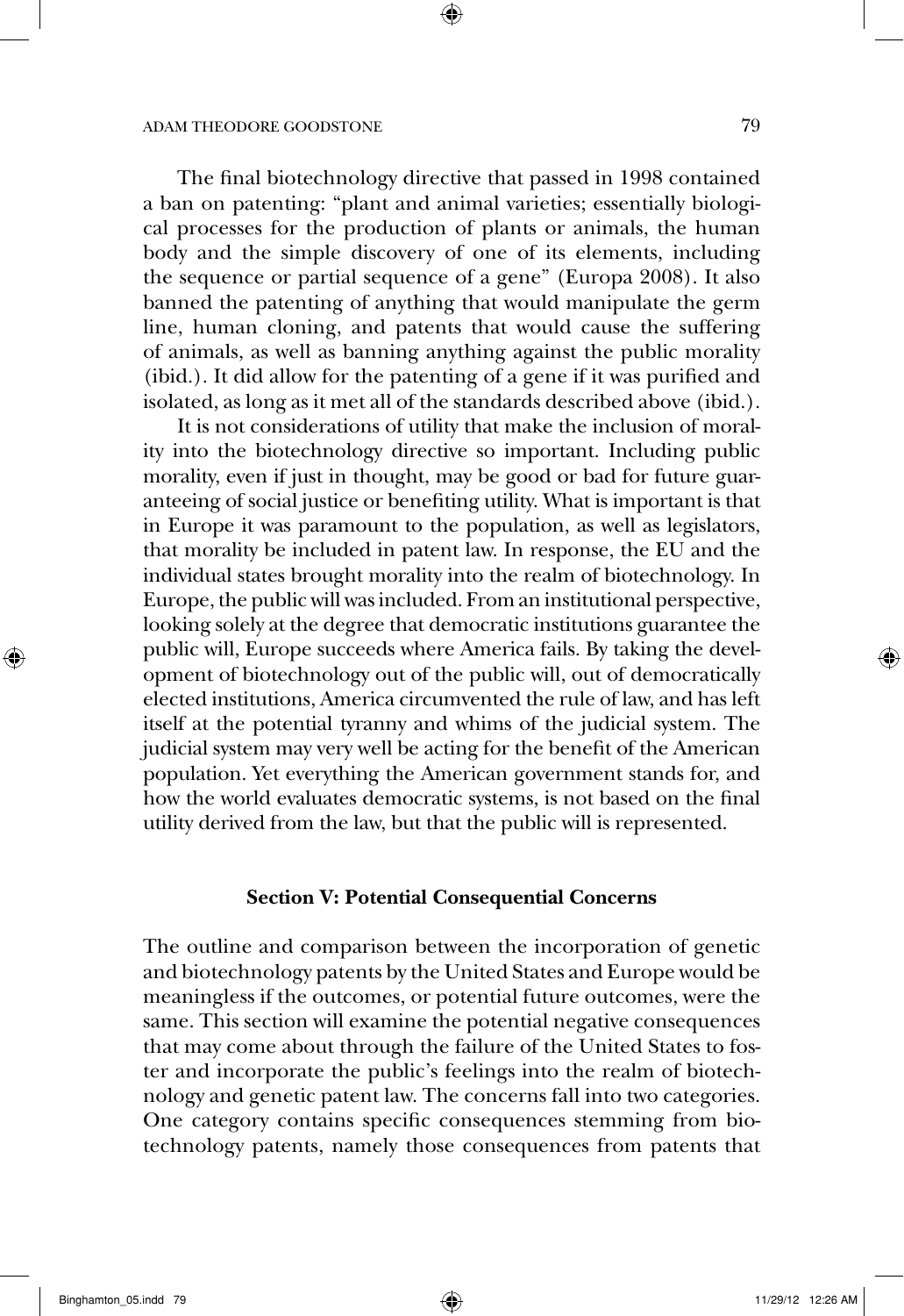The final biotechnology directive that passed in 1998 contained a ban on patenting: "plant and animal varieties; essentially biological processes for the production of plants or animals, the human body and the simple discovery of one of its elements, including the sequence or partial sequence of a gene" (Europa 2008). It also banned the patenting of anything that would manipulate the germ line, human cloning, and patents that would cause the suffering of animals, as well as banning anything against the public morality (ibid.). It did allow for the patenting of a gene if it was purified and isolated, as long as it met all of the standards described above (ibid.).

It is not considerations of utility that make the inclusion of morality into the biotechnology directive so important. Including public morality, even if just in thought, may be good or bad for future guaranteeing of social justice or benefiting utility. What is important is that in Europe it was paramount to the population, as well as legislators, that morality be included in patent law. In response, the EU and the individual states brought morality into the realm of biotechnology. In Europe, the public will was included. From an institutional perspective, looking solely at the degree that democratic institutions guarantee the public will, Europe succeeds where America fails. By taking the development of biotechnology out of the public will, out of democratically elected institutions, America circumvented the rule of law, and has left itself at the potential tyranny and whims of the judicial system. The judicial system may very well be acting for the benefit of the American population. Yet everything the American government stands for, and how the world evaluates democratic systems, is not based on the final utility derived from the law, but that the public will is represented.

## Section V: Potential Consequential Concerns

The outline and comparison between the incorporation of genetic and biotechnology patents by the United States and Europe would be meaningless if the outcomes, or potential future outcomes, were the same. This section will examine the potential negative consequences that may come about through the failure of the United States to foster and incorporate the public's feelings into the realm of biotechnology and genetic patent law. The concerns fall into two categories. One category contains specific consequences stemming from biotechnology patents, namely those consequences from patents that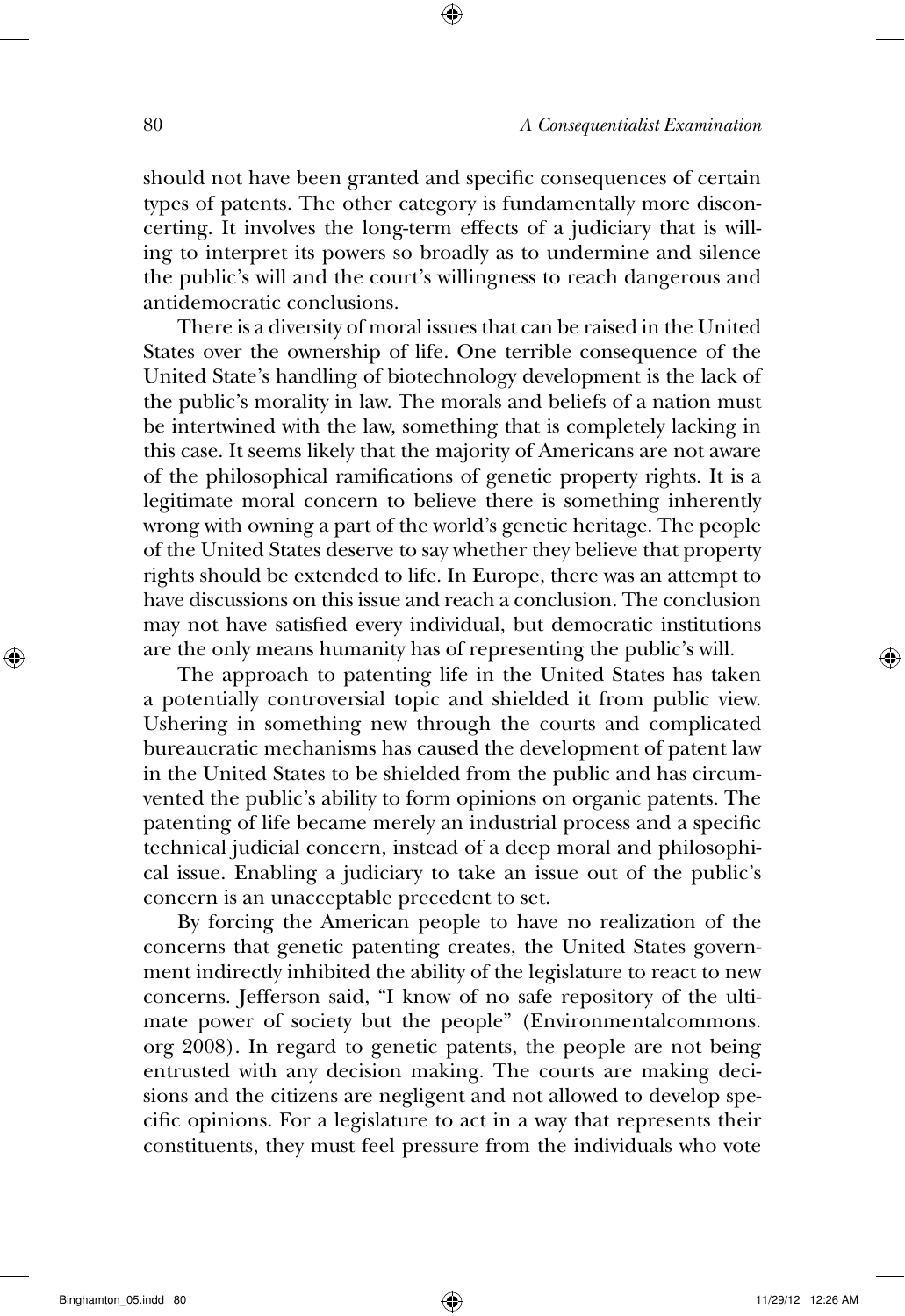should not have been granted and specific consequences of certain types of patents. The other category is fundamentally more disconcerting. It involves the long-term effects of a judiciary that is willing to interpret its powers so broadly as to undermine and silence the public's will and the court's willingness to reach dangerous and antidemocratic conclusions.

There is a diversity of moral issues that can be raised in the United States over the ownership of life. One terrible consequence of the United State's handling of biotechnology development is the lack of the public's morality in law. The morals and beliefs of a nation must be intertwined with the law, something that is completely lacking in this case. It seems likely that the majority of Americans are not aware of the philosophical ramifications of genetic property rights. It is a legitimate moral concern to believe there is something inherently wrong with owning a part of the world's genetic heritage. The people of the United States deserve to say whether they believe that property rights should be extended to life. In Europe, there was an attempt to have discussions on this issue and reach a conclusion. The conclusion may not have satisfied every individual, but democratic institutions are the only means humanity has of representing the public's will.

The approach to patenting life in the United States has taken a potentially controversial topic and shielded it from public view. Ushering in something new through the courts and complicated bureaucratic mechanisms has caused the development of patent law in the United States to be shielded from the public and has circumvented the public's ability to form opinions on organic patents. The patenting of life became merely an industrial process and a specific technical judicial concern, instead of a deep moral and philosophical issue. Enabling a judiciary to take an issue out of the public's concern is an unacceptable precedent to set.

By forcing the American people to have no realization of the concerns that genetic patenting creates, the United States government indirectly inhibited the ability of the legislature to react to new concerns. Jefferson said, "I know of no safe repository of the ultimate power of society but the people" (Environmentalcommons.org 2008). In regard to genetic patents, the people are not being entrusted with any decision making. The courts are making decisions and the citizens are negligent and not allowed to develop specific opinions. For a legislature to act in a way that represents their constituents, they must feel pressure from the individuals who vote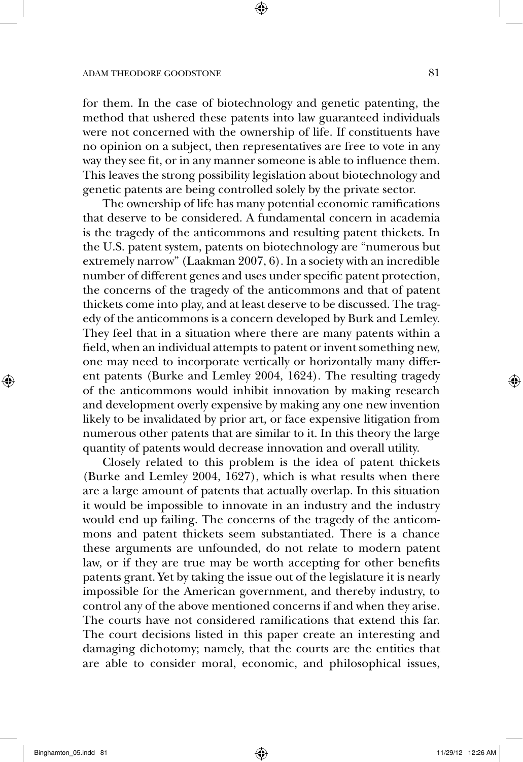for them. In the case of biotechnology and genetic patenting, the method that ushered these patents into law guaranteed individuals were not concerned with the ownership of life. If constituents have no opinion on a subject, then representatives are free to vote in any way they see fit, or in any manner someone is able to influence them. This leaves the strong possibility legislation about biotechnology and genetic patents are being controlled solely by the private sector.

The ownership of life has many potential economic ramifications that deserve to be considered. A fundamental concern in academia is the tragedy of the anticommons and resulting patent thickets. In the U.S. patent system, patents on biotechnology are "numerous but extremely narrow" (Laakman 2007, 6). In a society with an incredible number of different genes and uses under specific patent protection, the concerns of the tragedy of the anticommons and that of patent thickets come into play, and at least deserve to be discussed. The tragedy of the anticommons is a concern developed by Burk and Lemley. They feel that in a situation where there are many patents within a field, when an individual attempts to patent or invent something new, one may need to incorporate vertically or horizontally many different patents (Burke and Lemley 2004, 1624). The resulting tragedy of the anticommons would inhibit innovation by making research and development overly expensive by making any one new invention likely to be invalidated by prior art, or face expensive litigation from numerous other patents that are similar to it. In this theory the large quantity of patents would decrease innovation and overall utility.

Closely related to this problem is the idea of patent thickets (Burke and Lemley 2004, 1627), which is what results when there are a large amount of patents that actually overlap. In this situation it would be impossible to innovate in an industry and the industry would end up failing. The concerns of the tragedy of the anticommons and patent thickets seem substantiated. There is a chance these arguments are unfounded, do not relate to modern patent law, or if they are true may be worth accepting for other benefits patents grant. Yet by taking the issue out of the legislature it is nearly impossible for the American government, and thereby industry, to control any of the above mentioned concerns if and when they arise. The courts have not considered ramifications that extend this far. The court decisions listed in this paper create an interesting and damaging dichotomy; namely, that the courts are the entities that are able to consider moral, economic, and philosophical issues,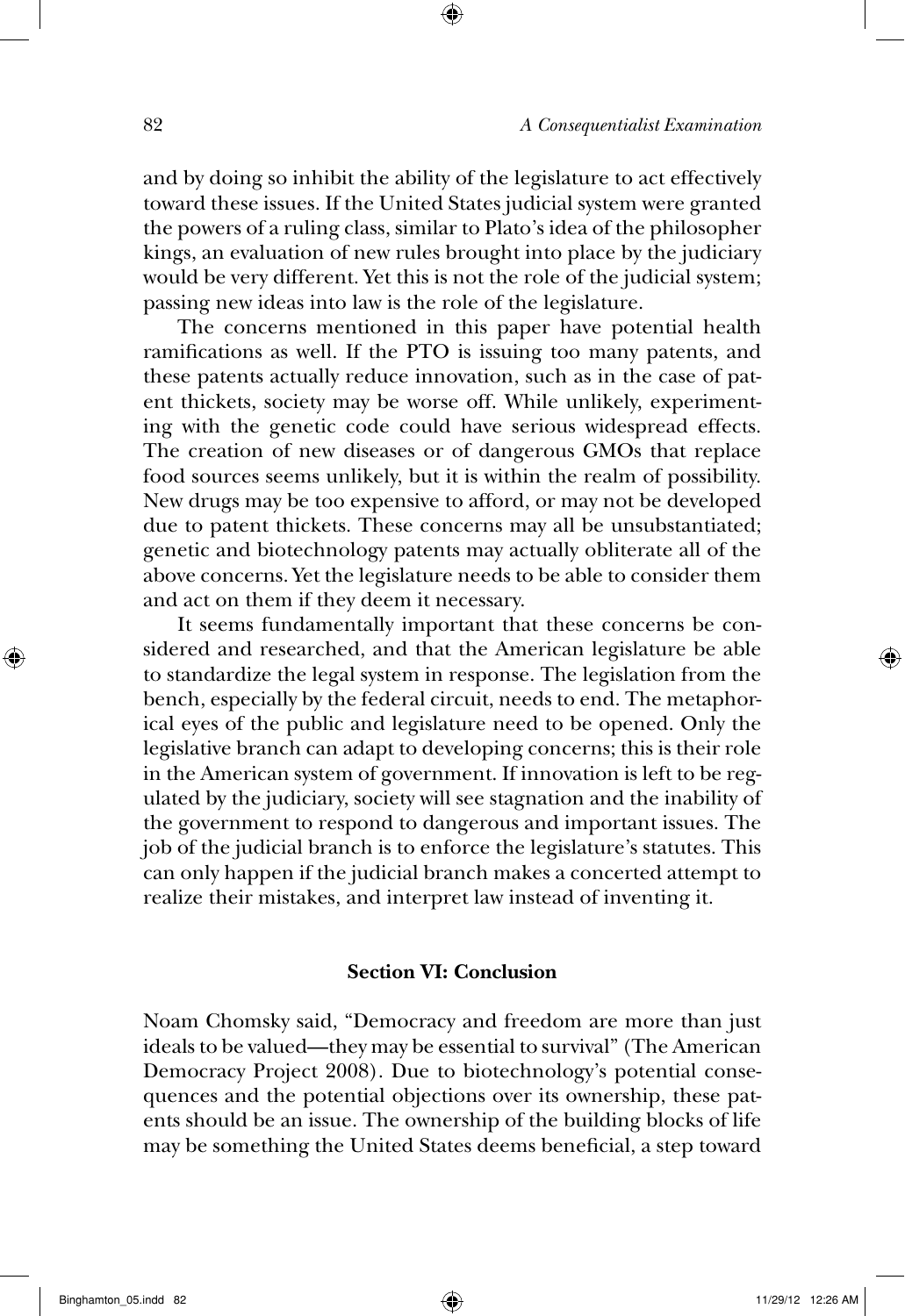and by doing so inhibit the ability of the legislature to act effectively toward these issues. If the United States judicial system were granted the powers of a ruling class, similar to Plato's idea of the philosopher kings, an evaluation of new rules brought into place by the judiciary would be very different. Yet this is not the role of the judicial system; passing new ideas into law is the role of the legislature.

The concerns mentioned in this paper have potential health ramifications as well. If the PTO is issuing too many patents, and these patents actually reduce innovation, such as in the case of patent thickets, society may be worse off. While unlikely, experimenting with the genetic code could have serious widespread effects. The creation of new diseases or of dangerous GMOs that replace food sources seems unlikely, but it is within the realm of possibility. New drugs may be too expensive to afford, or may not be developed due to patent thickets. These concerns may all be unsubstantiated; genetic and biotechnology patents may actually obliterate all of the above concerns. Yet the legislature needs to be able to consider them and act on them if they deem it necessary.

It seems fundamentally important that these concerns be considered and researched, and that the American legislature be able to standardize the legal system in response. The legislation from the bench, especially by the federal circuit, needs to end. The metaphorical eyes of the public and legislature need to be opened. Only the legislative branch can adapt to developing concerns; this is their role in the American system of government. If innovation is left to be regulated by the judiciary, society will see stagnation and the inability of the government to respond to dangerous and important issues. The job of the judicial branch is to enforce the legislature's statutes. This can only happen if the judicial branch makes a concerted attempt to realize their mistakes, and interpret law instead of inventing it.

## Section VI: Conclusion

Noam Chomsky said, "Democracy and freedom are more than just ideals to be valued—they may be essential to survival" (The American Democracy Project 2008). Due to biotechnology's potential consequences and the potential objections over its ownership, these patents should be an issue. The ownership of the building blocks of life may be something the United States deems beneficial, a step toward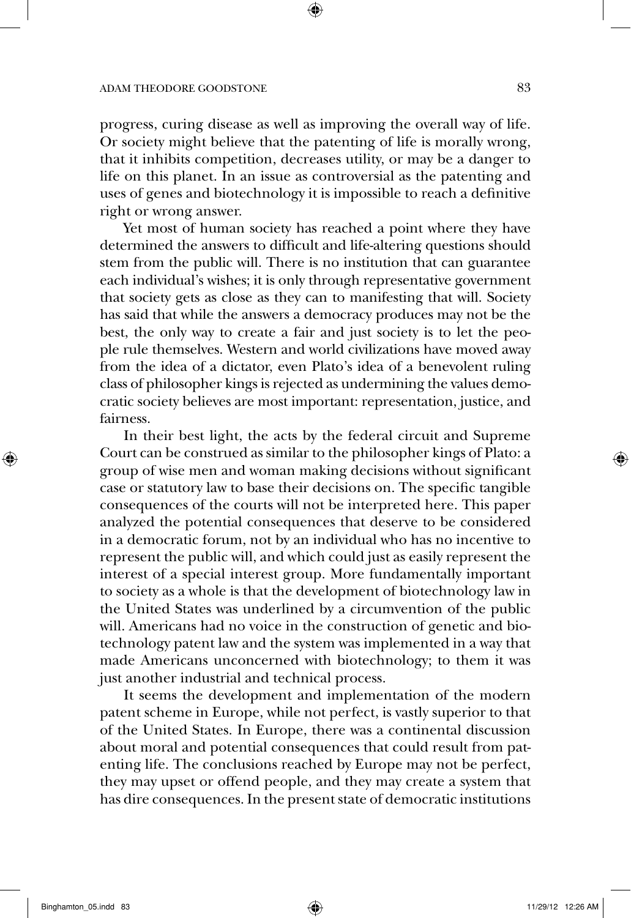progress, curing disease as well as improving the overall way of life. Or society might believe that the patenting of life is morally wrong, that it inhibits competition, decreases utility, or may be a danger to life on this planet. In an issue as controversial as the patenting and uses of genes and biotechnology it is impossible to reach a definitive right or wrong answer.

Yet most of human society has reached a point where they have determined the answers to difficult and life-altering questions should stem from the public will. There is no institution that can guarantee each individual's wishes; it is only through representative government that society gets as close as they can to manifesting that will. Society has said that while the answers a democracy produces may not be the best, the only way to create a fair and just society is to let the people rule themselves. Western and world civilizations have moved away from the idea of a dictator, even Plato's idea of a benevolent ruling class of philosopher kings is rejected as undermining the values democratic society believes are most important: representation, justice, and fairness.

In their best light, the acts by the federal circuit and Supreme Court can be construed as similar to the philosopher kings of Plato: a group of wise men and woman making decisions without significant case or statutory law to base their decisions on. The specific tangible consequences of the courts will not be interpreted here. This paper analyzed the potential consequences that deserve to be considered in a democratic forum, not by an individual who has no incentive to represent the public will, and which could just as easily represent the interest of a special interest group. More fundamentally important to society as a whole is that the development of biotechnology law in the United States was underlined by a circumvention of the public will. Americans had no voice in the construction of genetic and biotechnology patent law and the system was implemented in a way that made Americans unconcerned with biotechnology; to them it was just another industrial and technical process.

It seems the development and implementation of the modern patent scheme in Europe, while not perfect, is vastly superior to that of the United States. In Europe, there was a continental discussion about moral and potential consequences that could result from patenting life. The conclusions reached by Europe may not be perfect, they may upset or offend people, and they may create a system that has dire consequences. In the present state of democratic institutions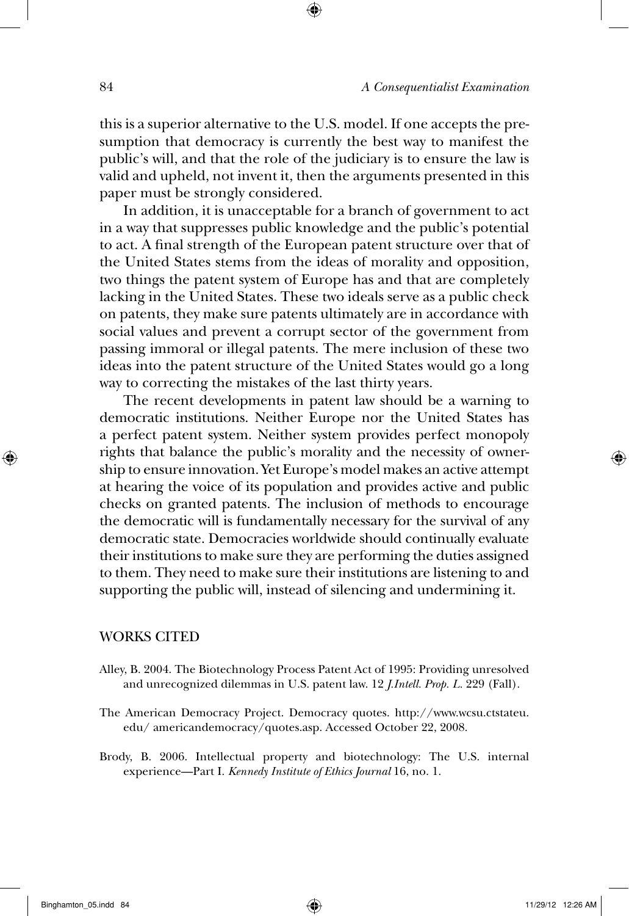this is a superior alternative to the U.S. model. If one accepts the presumption that democracy is currently the best way to manifest the public's will, and that the role of the judiciary is to ensure the law is valid and upheld, not invent it, then the arguments presented in this paper must be strongly considered.

In addition, it is unacceptable for a branch of government to act in a way that suppresses public knowledge and the public's potential to act. A final strength of the European patent structure over that of the United States stems from the ideas of morality and opposition, two things the patent system of Europe has and that are completely lacking in the United States. These two ideals serve as a public check on patents, they make sure patents ultimately are in accordance with social values and prevent a corrupt sector of the government from passing immoral or illegal patents. The mere inclusion of these two ideas into the patent structure of the United States would go a long way to correcting the mistakes of the last thirty years.

The recent developments in patent law should be a warning to democratic institutions. Neither Europe nor the United States has a perfect patent system. Neither system provides perfect monopoly rights that balance the public's morality and the necessity of ownership to ensure innovation. Yet Europe's model makes an active attempt at hearing the voice of its population and provides active and public checks on granted patents. The inclusion of methods to encourage the democratic will is fundamentally necessary for the survival of any democratic state. Democracies worldwide should continually evaluate their institutions to make sure they are performing the duties assigned to them. They need to make sure their institutions are listening to and supporting the public will, instead of silencing and undermining it.

## WORKS CITED

Alley, B. 2004. The Biotechnology Process Patent Act of 1995: Providing unresolved and unrecognized dilemmas in U.S. patent law. 12 *J.Intell. Prop. L.* 229 (Fall).

The American Democracy Project. Democracy quotes. http://www.wcsu.ctstateu.edu/ americandemocracy/quotes.asp. Accessed October 22, 2008.

Brody, B. 2006. Intellectual property and biotechnology: The U.S. internal experience—Part I. *Kennedy Institute of Ethics Journal* 16, no. 1.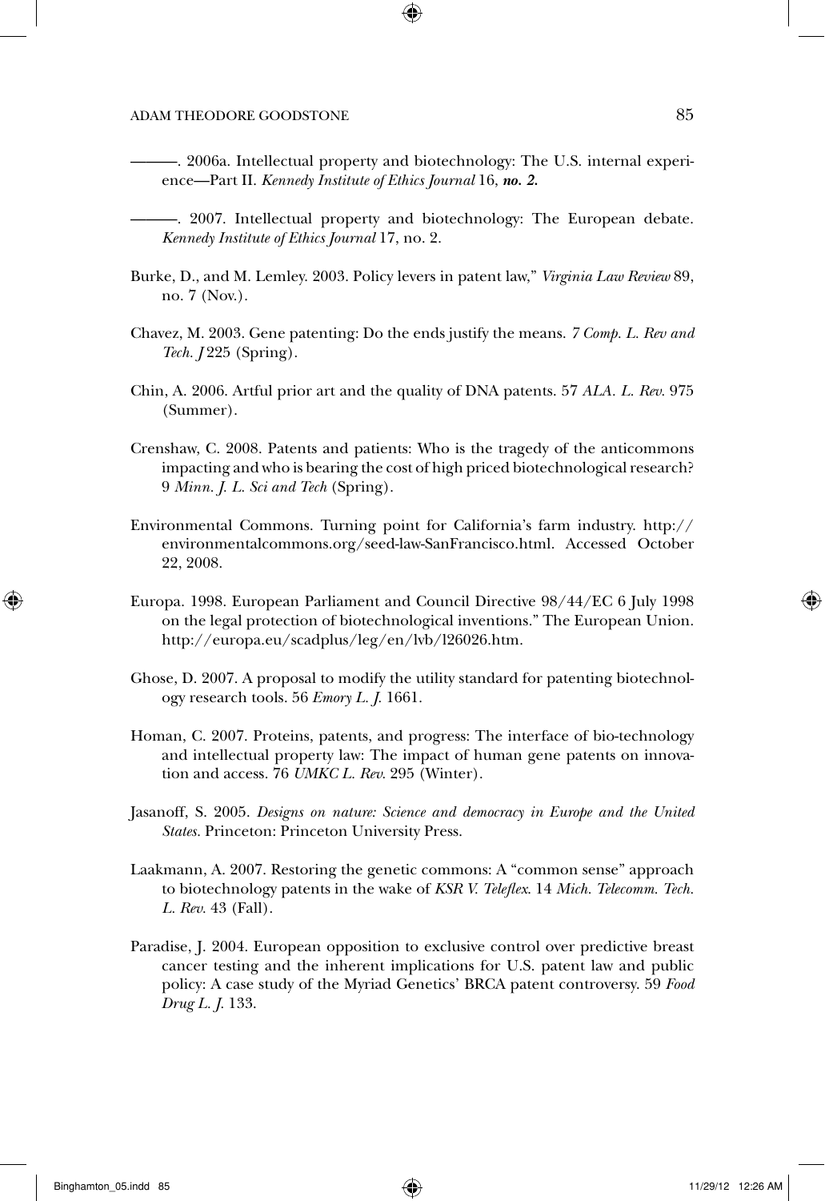———. 2006a. Intellectual property and biotechnology: The U.S. internal experience—Part II. *Kennedy Institute of Ethics Journal* 16, ***no. 2.***

———. 2007. Intellectual property and biotechnology: The European debate. *Kennedy Institute of Ethics Journal* 17, no. 2.

Burke, D., and M. Lemley. 2003. Policy levers in patent law," *Virginia Law Review* 89, no. 7 (Nov.).

Chavez, M. 2003. Gene patenting: Do the ends justify the means. *7 Comp. L. Rev and Tech. J* 225 (Spring).

Chin, A. 2006. Artful prior art and the quality of DNA patents. 57 *ALA. L. Rev.* 975 (Summer).

Crenshaw, C. 2008. Patents and patients: Who is the tragedy of the anticommons impacting and who is bearing the cost of high priced biotechnological research? 9 *Minn. J. L. Sci and Tech* (Spring).

Environmental Commons. Turning point for California's farm industry. http://environmentalcommons.org/seed-law-SanFrancisco.html. Accessed October 22, 2008.

Europa. 1998. European Parliament and Council Directive 98/44/EC 6 July 1998 on the legal protection of biotechnological inventions." The European Union. http://europa.eu/scadplus/leg/en/lvb/l26026.htm.

Ghose, D. 2007. A proposal to modify the utility standard for patenting biotechnology research tools. 56 *Emory L. J.* 1661.

Homan, C. 2007. Proteins, patents, and progress: The interface of bio-technology and intellectual property law: The impact of human gene patents on innovation and access. 76 *UMKC L. Rev.* 295 (Winter).

Jasanoff, S. 2005. *Designs on nature: Science and democracy in Europe and the United States.* Princeton: Princeton University Press.

Laakmann, A. 2007. Restoring the genetic commons: A "common sense" approach to biotechnology patents in the wake of *KSR V. Teleflex*. 14 *Mich. Telecomm. Tech. L. Rev.* 43 (Fall).

Paradise, J. 2004. European opposition to exclusive control over predictive breast cancer testing and the inherent implications for U.S. patent law and public policy: A case study of the Myriad Genetics' BRCA patent controversy. 59 *Food Drug L. J.* 133.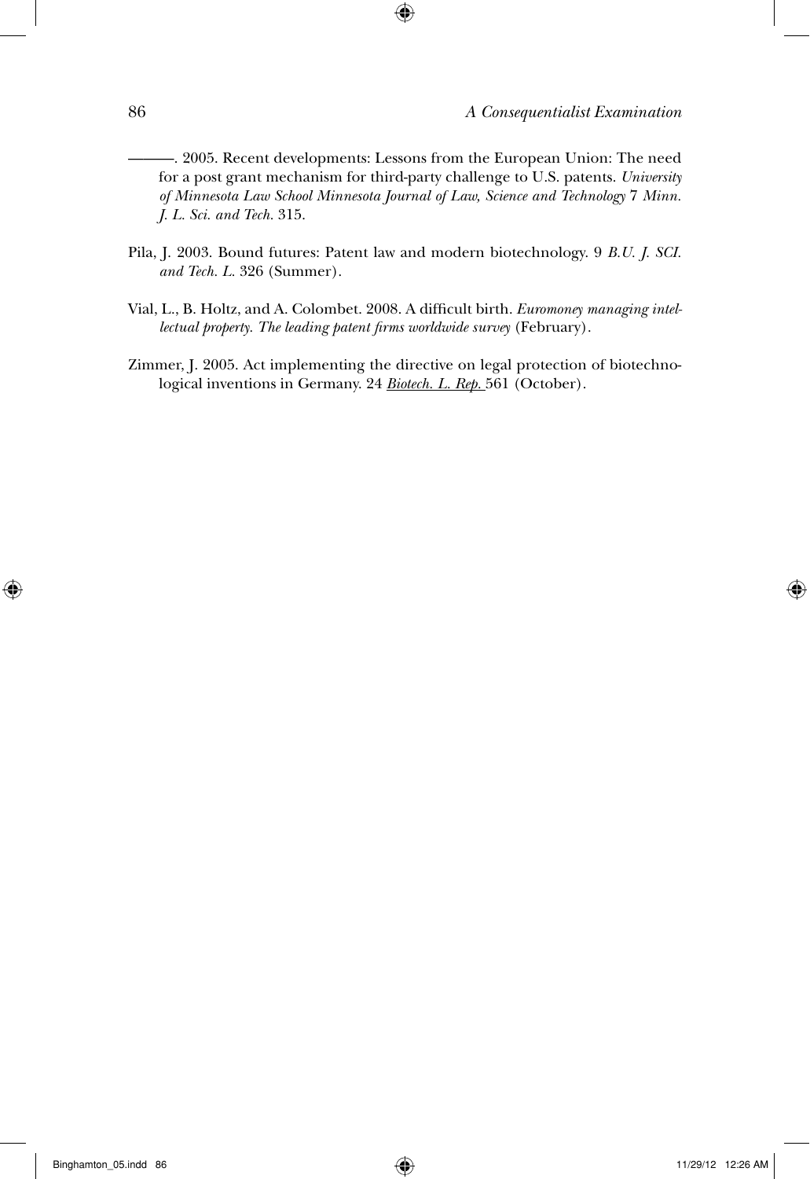———. 2005. Recent developments: Lessons from the European Union: The need for a post grant mechanism for third-party challenge to U.S. patents. *University of Minnesota Law School Minnesota Journal of Law, Science and Technology* 7 *Minn. J. L. Sci. and Tech.* 315.

Pila, J. 2003. Bound futures: Patent law and modern biotechnology. 9 *B.U. J. SCI. and Tech. L.* 326 (Summer).

Vial, L., B. Holtz, and A. Colombet. 2008. A difficult birth. *Euromoney managing intellectual property. The leading patent firms worldwide survey* (February).

Zimmer, J. 2005. Act implementing the directive on legal protection of biotechnological inventions in Germany. 24 *Biotech. L. Rep.* 561 (October).